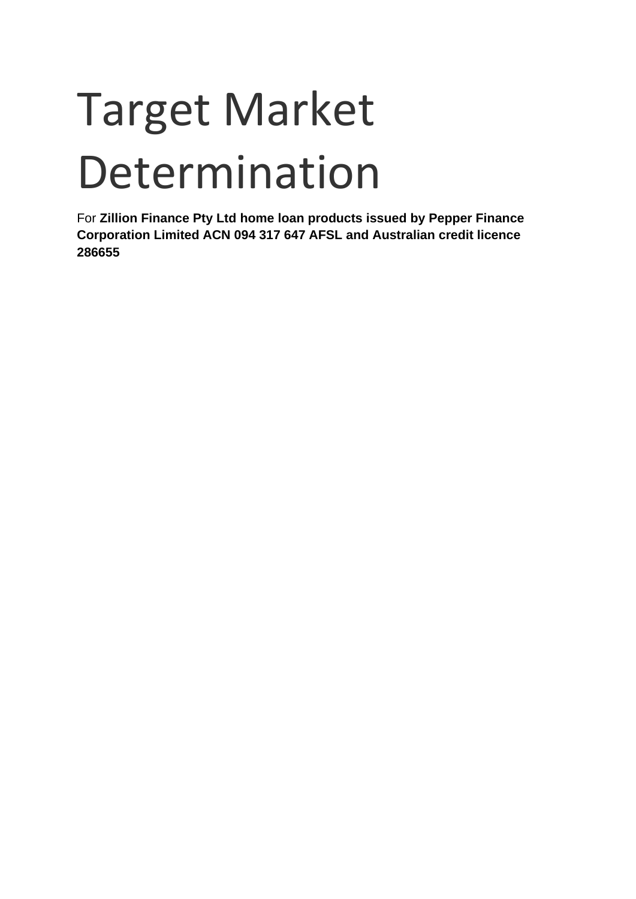# Target Market Determination

For **Zillion Finance Pty Ltd home loan products issued by Pepper Finance Corporation Limited ACN 094 317 647 AFSL and Australian credit licence 286655**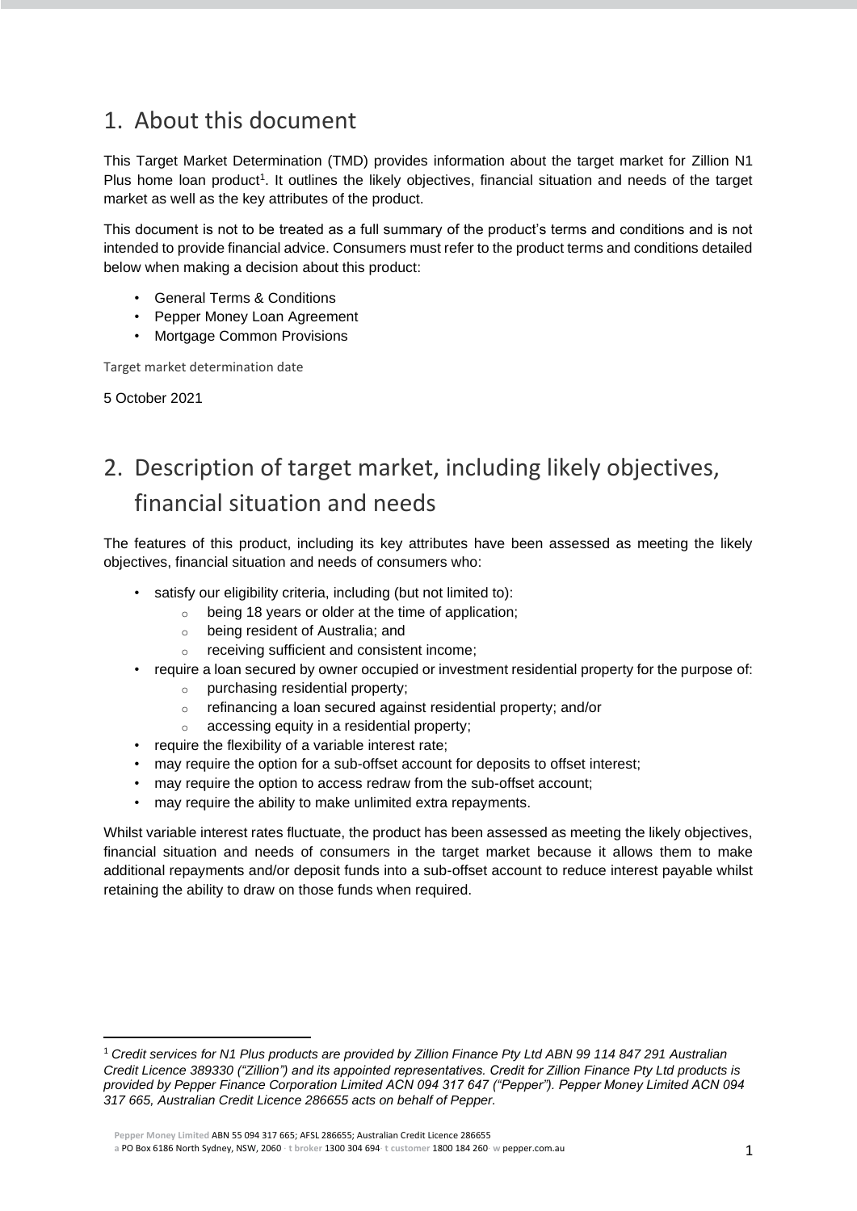# 1. About this document

This Target Market Determination (TMD) provides information about the target market for Zillion N1 Plus home loan product[1]. It outlines the likely objectives, financial situation and needs of the target market as well as the key attributes of the product.

This document is not to be treated as a full summary of the product's terms and conditions and is not intended to provide financial advice. Consumers must refer to the product terms and conditions detailed below when making a decision about this product:

- General Terms & Conditions
- Pepper Money Loan Agreement
- Mortgage Common Provisions

Target market determination date

5 October 2021

# 2. Description of target market, including likely objectives, financial situation and needs

The features of this product, including its key attributes have been assessed as meeting the likely objectives, financial situation and needs of consumers who:

- satisfy our eligibility criteria, including (but not limited to):
    - being 18 years or older at the time of application;
    - being resident of Australia; and
    - receiving sufficient and consistent income;
- require a loan secured by owner occupied or investment residential property for the purpose of:
    - purchasing residential property;
    - refinancing a loan secured against residential property; and/or
    - accessing equity in a residential property;
- require the flexibility of a variable interest rate;
- may require the option for a sub-offset account for deposits to offset interest;
- may require the option to access redraw from the sub-offset account;
- may require the ability to make unlimited extra repayments.

Whilst variable interest rates fluctuate, the product has been assessed as meeting the likely objectives, financial situation and needs of consumers in the target market because it allows them to make additional repayments and/or deposit funds into a sub-offset account to reduce interest payable whilst retaining the ability to draw on those funds when required.

[1] *Credit services for N1 Plus products are provided by Zillion Finance Pty Ltd ABN 99 114 847 291 Australian Credit Licence 389330 ("Zillion") and its appointed representatives. Credit for Zillion Finance Pty Ltd products is provided by Pepper Finance Corporation Limited ACN 094 317 647 ("Pepper"). Pepper Money Limited ACN 094 317 665, Australian Credit Licence 286655 acts on behalf of Pepper.*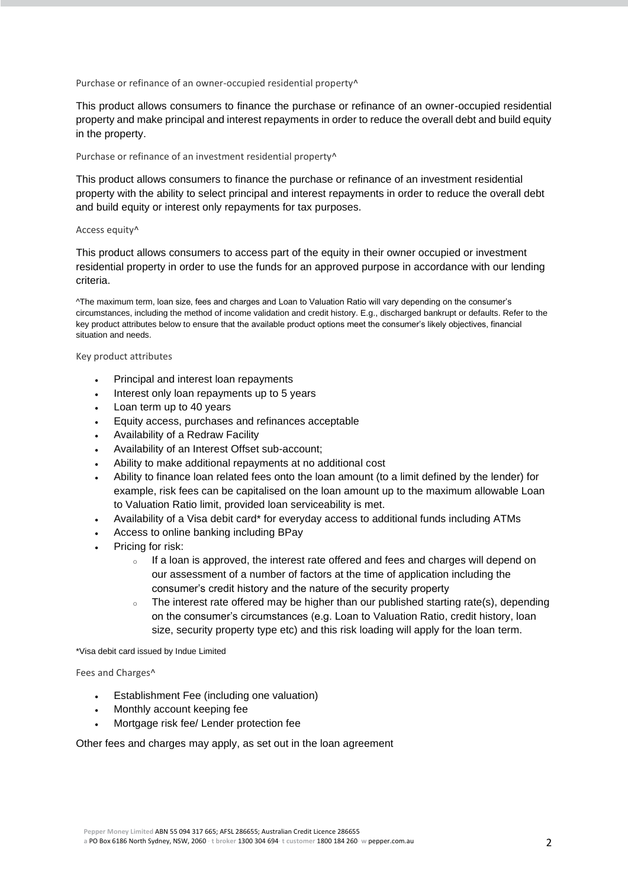### Purchase or refinance of an owner-occupied residential property^

This product allows consumers to finance the purchase or refinance of an owner-occupied residential property and make principal and interest repayments in order to reduce the overall debt and build equity in the property.

### Purchase or refinance of an investment residential property^

This product allows consumers to finance the purchase or refinance of an investment residential property with the ability to select principal and interest repayments in order to reduce the overall debt and build equity or interest only repayments for tax purposes.

### Access equity^

This product allows consumers to access part of the equity in their owner occupied or investment residential property in order to use the funds for an approved purpose in accordance with our lending criteria.

^The maximum term, loan size, fees and charges and Loan to Valuation Ratio will vary depending on the consumer's circumstances, including the method of income validation and credit history. E.g., discharged bankrupt or defaults. Refer to the key product attributes below to ensure that the available product options meet the consumer's likely objectives, financial situation and needs.

### Key product attributes

- Principal and interest loan repayments
- Interest only loan repayments up to 5 years
- Loan term up to 40 years
- Equity access, purchases and refinances acceptable
- Availability of a Redraw Facility
- Availability of an Interest Offset sub-account;
- Ability to make additional repayments at no additional cost
- Ability to finance loan related fees onto the loan amount (to a limit defined by the lender) for example, risk fees can be capitalised on the loan amount up to the maximum allowable Loan to Valuation Ratio limit, provided loan serviceability is met.
- Availability of a Visa debit card* for everyday access to additional funds including ATMs
- Access to online banking including BPay
- Pricing for risk:
  - If a loan is approved, the interest rate offered and fees and charges will depend on our assessment of a number of factors at the time of application including the consumer's credit history and the nature of the security property
  - The interest rate offered may be higher than our published starting rate(s), depending on the consumer's circumstances (e.g. Loan to Valuation Ratio, credit history, loan size, security property type etc) and this risk loading will apply for the loan term.

*Visa debit card issued by Indue Limited

### Fees and Charges^

- Establishment Fee (including one valuation)
- Monthly account keeping fee
- Mortgage risk fee/ Lender protection fee

Other fees and charges may apply, as set out in the loan agreement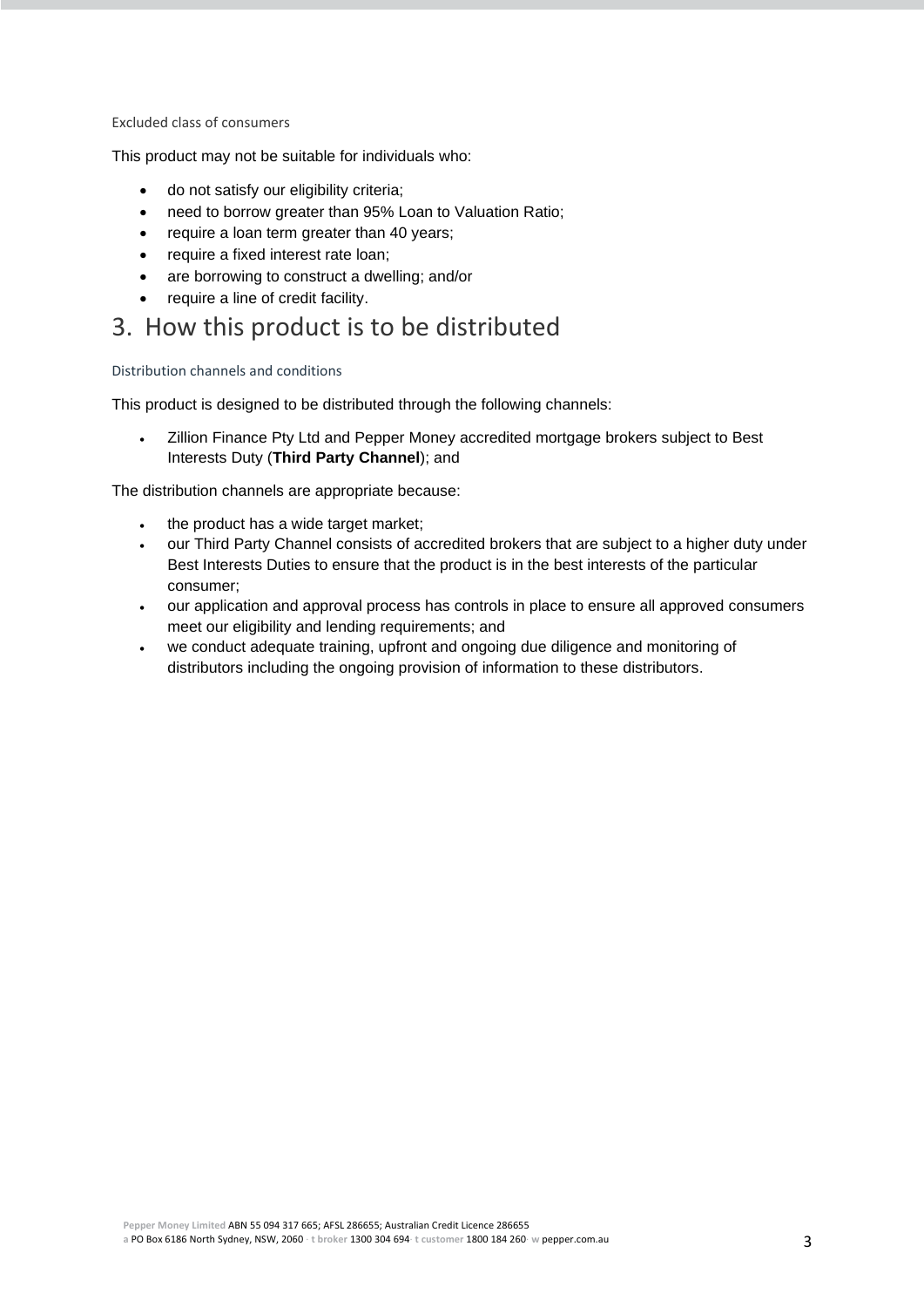### Excluded class of consumers

This product may not be suitable for individuals who:

- do not satisfy our eligibility criteria;
- need to borrow greater than 95% Loan to Valuation Ratio;
- require a loan term greater than 40 years;
- require a fixed interest rate loan;
- are borrowing to construct a dwelling; and/or
- require a line of credit facility.

# 3. How this product is to be distributed

### Distribution channels and conditions

This product is designed to be distributed through the following channels:

- Zillion Finance Pty Ltd and Pepper Money accredited mortgage brokers subject to Best Interests Duty (**Third Party Channel**); and

The distribution channels are appropriate because:

- the product has a wide target market;
- our Third Party Channel consists of accredited brokers that are subject to a higher duty under Best Interests Duties to ensure that the product is in the best interests of the particular consumer;
- our application and approval process has controls in place to ensure all approved consumers meet our eligibility and lending requirements; and
- we conduct adequate training, upfront and ongoing due diligence and monitoring of distributors including the ongoing provision of information to these distributors.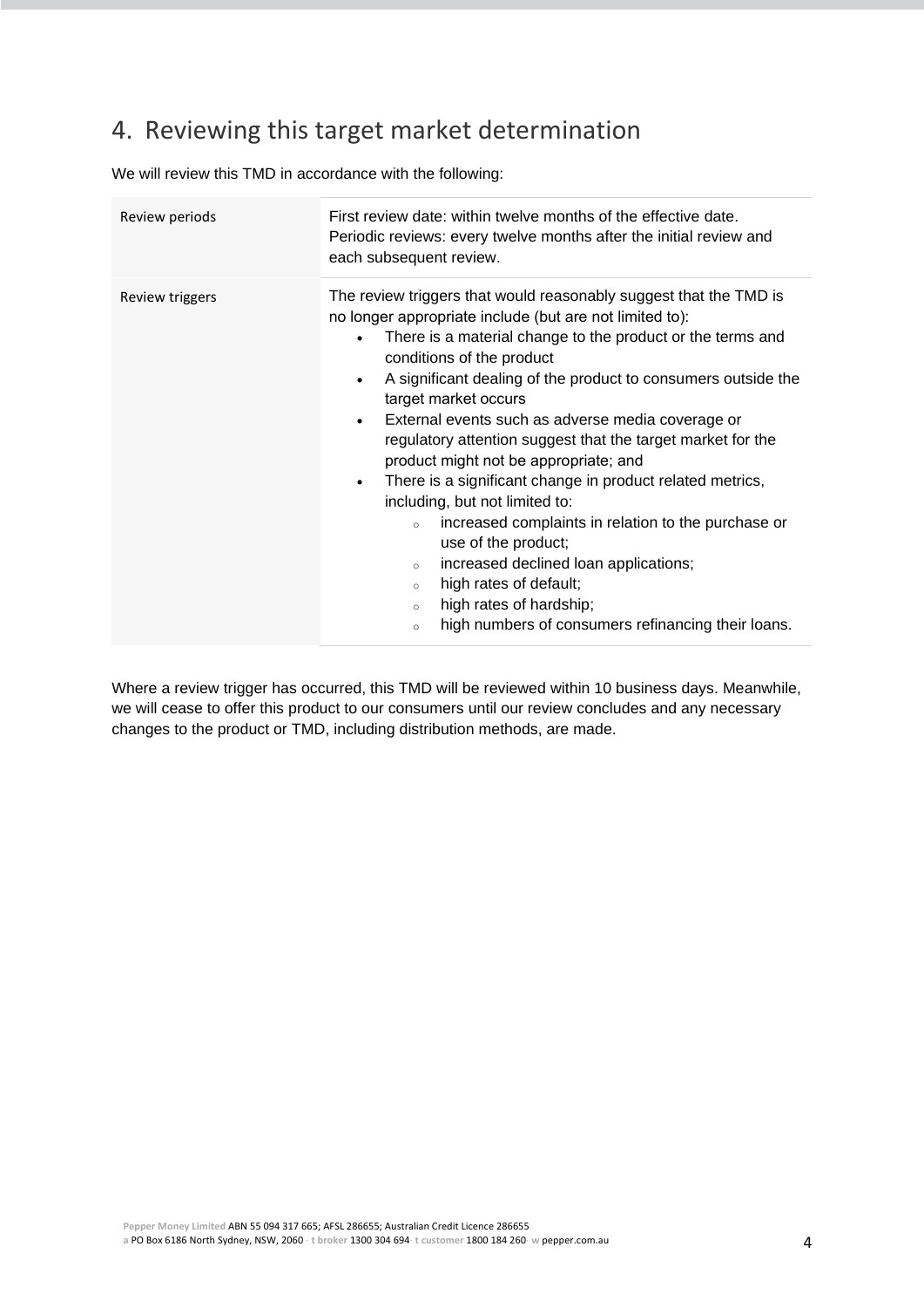## 4. Reviewing this target market determination

We will review this TMD in accordance with the following:

| | |
|---|---|
| Review periods | First review date: within twelve months of the effective date.<br>Periodic reviews: every twelve months after the initial review and each subsequent review. |
| Review triggers | The review triggers that would reasonably suggest that the TMD is no longer appropriate include (but are not limited to):<br>• There is a material change to the product or the terms and conditions of the product<br>• A significant dealing of the product to consumers outside the target market occurs<br>• External events such as adverse media coverage or regulatory attention suggest that the target market for the product might not be appropriate; and<br>• There is a significant change in product related metrics, including, but not limited to:<br>&nbsp;&nbsp;&nbsp;&nbsp;◦ increased complaints in relation to the purchase or use of the product;<br>&nbsp;&nbsp;&nbsp;&nbsp;◦ increased declined loan applications;<br>&nbsp;&nbsp;&nbsp;&nbsp;◦ high rates of default;<br>&nbsp;&nbsp;&nbsp;&nbsp;◦ high rates of hardship;<br>&nbsp;&nbsp;&nbsp;&nbsp;◦ high numbers of consumers refinancing their loans. |

Where a review trigger has occurred, this TMD will be reviewed within 10 business days. Meanwhile, we will cease to offer this product to our consumers until our review concludes and any necessary changes to the product or TMD, including distribution methods, are made.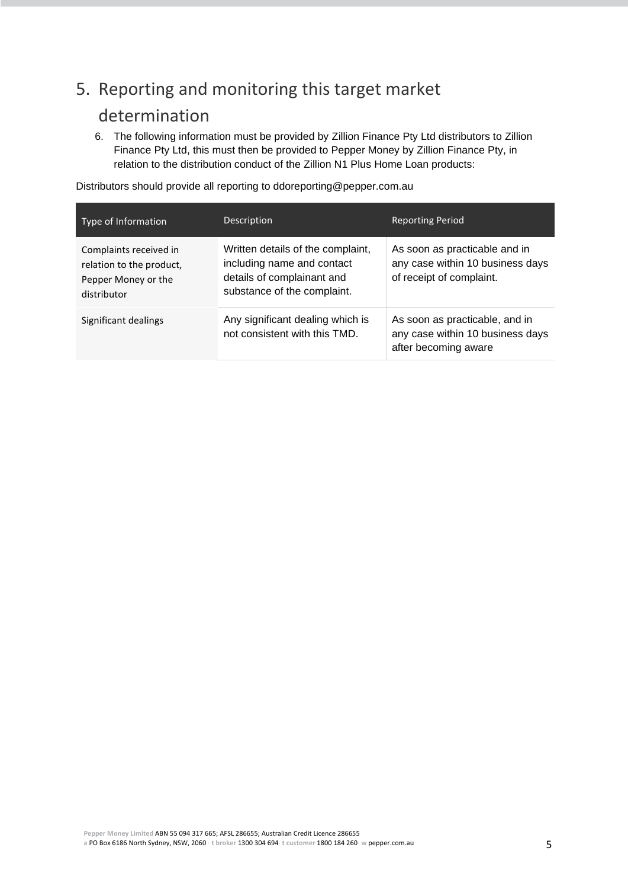# 5. Reporting and monitoring this target market determination

6. The following information must be provided by Zillion Finance Pty Ltd distributors to Zillion Finance Pty Ltd, this must then be provided to Pepper Money by Zillion Finance Pty, in relation to the distribution conduct of the Zillion N1 Plus Home Loan products:

Distributors should provide all reporting to ddoreporting@pepper.com.au

| Type of Information | Description | Reporting Period |
|---|---|---|
| Complaints received in relation to the product, Pepper Money or the distributor | Written details of the complaint, including name and contact details of complainant and substance of the complaint. | As soon as practicable and in any case within 10 business days of receipt of complaint. |
| Significant dealings | Any significant dealing which is not consistent with this TMD. | As soon as practicable, and in any case within 10 business days after becoming aware |